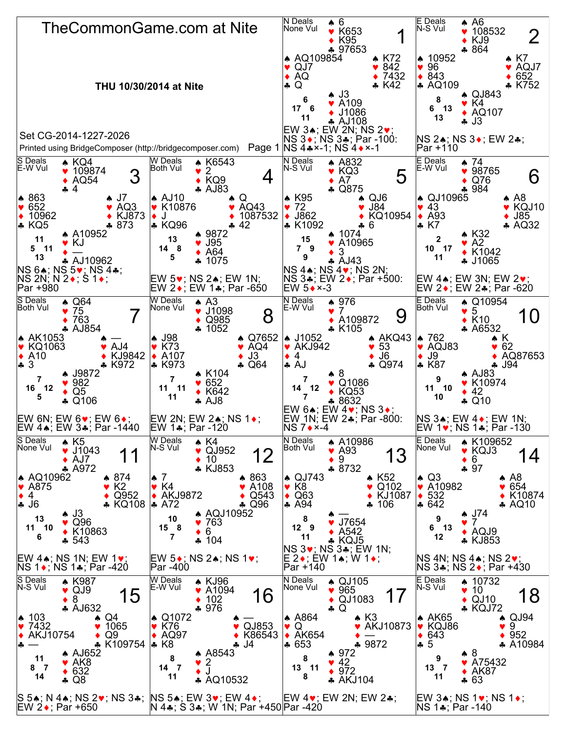# TheCommonGame.com at Nite

**THU 10/30/2014 at Nite**

Set CG-2014-1227-2026

Printed using BridgeComposer (http://bridgecomposer.com) Page 1

---

## Board 1
N Deals, None Vul

- North: ♠ 6 ♥ K653 ♦ K95 ♣ 97653
- West: ♠ AQ109854 ♥ QJ7 ♦ AQ ♣ Q
- East: ♠ K72 ♥ 842 ♦ 7432 ♣ K42
- South: ♠ J3 ♥ A109 ♦ J1086 ♣ AJ108

HCP: N 6, W 17, E 6, S 11

EW 3♠; EW 2N; NS 2♥; NS 3♦; NS 3♣; Par -100: NS 4♣×-1; NS 4♦×-1

## Board 2
E Deals, N-S Vul

- North: ♠ A6 ♥ 108532 ♦ KJ9 ♣ 864
- West: ♠ 10952 ♥ 96 ♦ 843 ♣ AQ109
- East: ♠ K7 ♥ AQJ7 ♦ 652 ♣ K752
- South: ♠ QJ843 ♥ K4 ♦ AQ107 ♣ J3

HCP: N 8, W 6, E 13, S 13

NS 2♠; NS 3♦; EW 2♣; Par +110

## Board 3
S Deals, E-W Vul

- North: ♠ KQ4 ♥ 109874 ♦ AQ54 ♣ 4
- West: ♠ 863 ♥ 652 ♦ 10962 ♣ KQ5
- East: ♠ J7 ♥ AQ3 ♦ KJ873 ♣ 873
- South: ♠ A10952 ♥ KJ ♦ — ♣ AJ10962

HCP: N 11, W 5, E 11, S 13

NS 6♠; NS 5♥; NS 4♣; NS 2N; N 2♦; S 1♦; Par +980

## Board 4
W Deals, Both Vul

- North: ♠ K6543 ♥ 2 ♦ KQ9 ♣ AJ83
- West: ♠ AJ10 ♥ K10876 ♦ J ♣ KQ96
- East: ♠ Q ♥ AQ43 ♦ 1087532 ♣ 42
- South: ♠ 9872 ♥ J95 ♦ A64 ♣ 1075

HCP: N 13, W 14, E 8, S 5

EW 5♥; NS 2♠; EW 1N; EW 2♦; EW 1♣; Par -650

## Board 5
N Deals, N-S Vul

- North: ♠ A832 ♥ KQ3 ♦ A7 ♣ Q875
- West: ♠ K95 ♥ 72 ♦ J862 ♣ K1092
- East: ♠ QJ6 ♥ J84 ♦ KQ10954 ♣ 6
- South: ♠ 1074 ♥ A10965 ♦ 3 ♣ AJ43

HCP: N 15, W 7, E 9, S 9

NS 4♠; NS 4♥; NS 2N; NS 3♣; EW 2♦; Par +500: EW 5♦×-3

## Board 6
E Deals, E-W Vul

- North: ♠ 74 ♥ 98765 ♦ Q76 ♣ 984
- West: ♠ QJ10965 ♥ 43 ♦ A93 ♣ K7
- East: ♠ A8 ♥ KQJ10 ♦ J85 ♣ AQ32
- South: ♠ K32 ♥ A2 ♦ K1042 ♣ J1065

HCP: N 2, W 10, E 17, S 11

EW 4♠; EW 3N; EW 2♥; EW 2♦; EW 2♣; Par -620

## Board 7
S Deals, Both Vul

- North: ♠ Q64 ♥ 75 ♦ 763 ♣ AJ854
- West: ♠ AK1053 ♥ KQ1063 ♦ A10 ♣ 3
- East: ♠ — ♥ AJ4 ♦ KJ9842 ♣ K972
- South: ♠ J9872 ♥ 982 ♦ Q5 ♣ Q106

HCP: N 7, W 16, E 12, S 5

EW 6N; EW 6♥; EW 6♦; EW 4♠; EW 3♣; Par -1440

## Board 8
W Deals, None Vul

- North: ♠ A3 ♥ J1098 ♦ Q985 ♣ 1052
- West: ♠ J98 ♥ K73 ♦ A107 ♣ K973
- East: ♠ Q7652 ♥ AQ4 ♦ J3 ♣ Q64
- South: ♠ K104 ♥ 652 ♦ K642 ♣ AJ8

HCP: N 7, W 11, E 11, S 11

EW 2N; EW 2♠; NS 1♦; EW 1♣; Par -120

## Board 9
N Deals, E-W Vul

- North: ♠ 976 ♥ 7 ♦ A109872 ♣ K105
- West: ♠ J1052 ♥ AKJ942 ♦ 4 ♣ AJ
- East: ♠ AKQ43 ♥ 53 ♦ J6 ♣ Q974
- South: ♠ 8 ♥ Q1086 ♦ KQ53 ♣ 8632

HCP: N 7, W 14, E 12, S 7

EW 6♠; EW 4♥; NS 3♦; EW 1N; EW 2♣; Par -800: NS 7♦×-4

## Board 10
E Deals, Both Vul

- North: ♠ Q10954 ♥ 5 ♦ K10 ♣ A6532
- West: ♠ 762 ♥ AQJ83 ♦ J9 ♣ K87
- East: ♠ K ♥ 62 ♦ AQ87653 ♣ J94
- South: ♠ AJ83 ♥ K10974 ♦ 42 ♣ Q10

HCP: N 9, W 11, E 10, S 10

NS 3♠; EW 4♦; EW 1N; EW 1♥; NS 1♣; Par -130

## Board 11
S Deals, None Vul

- North: ♠ K5 ♥ J1043 ♦ AJ7 ♣ A972
- West: ♠ AQ10962 ♥ A875 ♦ 4 ♣ J6
- East: ♠ 874 ♥ K2 ♦ Q952 ♣ KQ108
- South: ♠ J3 ♥ Q96 ♦ K10863 ♣ 543

HCP: N 13, W 11, E 10, S 6

EW 4♠; NS 1N; EW 1♥; NS 1♦; NS 1♣; Par -420

## Board 12
W Deals, N-S Vul

- North: ♠ K4 ♥ QJ952 ♦ 10 ♣ KJ853
- West: ♠ 7 ♥ K4 ♦ AKJ9872 ♣ A72
- East: ♠ 863 ♥ A108 ♦ Q543 ♣ Q96
- South: ♠ AQJ10952 ♥ 763 ♦ 6 ♣ 104

HCP: N 10, W 15, E 8, S 7

EW 5♦; NS 2♠; NS 1♥; Par -400

## Board 13
N Deals, Both Vul

- North: ♠ A10986 ♥ A93 ♦ 9 ♣ 8732
- West: ♠ QJ743 ♥ K8 ♦ Q63 ♣ A94
- East: ♠ K52 ♥ Q102 ♦ KJ1087 ♣ 106
- South: ♠ — ♥ J7654 ♦ A542 ♣ KQJ5

HCP: N 8, W 12, E 9, S 11

NS 3♥; NS 3♣; EW 1N; E 2♦; EW 1♠; W 1♦; Par +140

## Board 14
E Deals, None Vul

- North: ♠ K109652 ♥ KQJ3 ♦ 6 ♣ 97
- West: ♠ Q3 ♥ A10982 ♦ 532 ♣ 642
- East: ♠ A8 ♥ 654 ♦ K10874 ♣ AQ10
- South: ♠ J74 ♥ 7 ♦ AQJ9 ♣ KJ853

HCP: N 9, W 6, E 13, S 12

NS 4N; NS 4♠; NS 2♥; NS 3♣; NS 2♦; Par +430

## Board 15
S Deals, N-S Vul

- North: ♠ K987 ♥ QJ9 ♦ 8 ♣ AJ632
- West: ♠ 103 ♥ 7432 ♦ AKJ10754 ♣ —
- East: ♠ Q4 ♥ 1065 ♦ Q9 ♣ K109754
- South: ♠ AJ652 ♥ AK8 ♦ 632 ♣ Q8

HCP: N 11, W 8, E 7, S 14

S 5♠; N 4♠; NS 2♥; NS 3♣; EW 2♦; Par +650

## Board 16
W Deals, E-W Vul

- North: ♠ KJ96 ♥ A1094 ♦ 102 ♣ 976
- West: ♠ Q1072 ♥ K76 ♦ AQ97 ♣ K8
- East: ♠ — ♥ QJ853 ♦ K86543 ♣ J4
- South: ♠ A8543 ♥ 2 ♦ J ♣ AQ10532

HCP: N 8, W 14, E 7, S 11

NS 5♠; EW 3♥; EW 4♦; N 4♣; S 3♣; W 1N; Par +450

## Board 17
N Deals, None Vul

- North: ♠ QJ105 ♥ 965 ♦ QJ1083 ♣ Q
- West: ♠ A864 ♥ Q ♦ AK654 ♣ 653
- East: ♠ K3 ♥ AKJ10873 ♦ — ♣ 9872
- South: ♠ 972 ♥ 42 ♦ 972 ♣ AKJ104

HCP: N 8, W 13, E 11, S 8

EW 4♥; EW 2N; EW 2♣; Par -420

## Board 18
E Deals, N-S Vul

- North: ♠ 10732 ♥ 10 ♦ QJ10 ♣ KQJ72
- West: ♠ AK65 ♥ KQJ86 ♦ 643 ♣ 5
- East: ♠ QJ94 ♥ 9 ♦ 952 ♣ A10984
- South: ♠ 8 ♥ A75432 ♦ AK87 ♣ 63

HCP: N 9, W 13, E 7, S 11

EW 3♠; NS 1♥; NS 1♦; NS 1♣; Par -140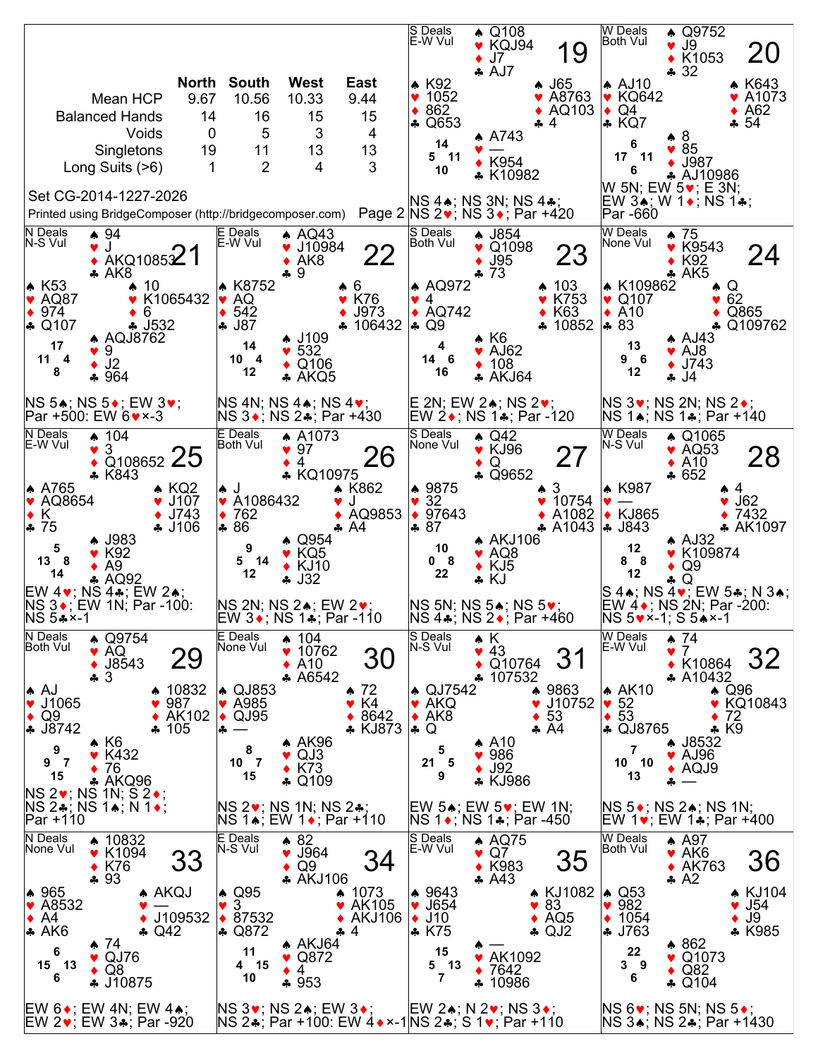| | North | South | West | East |
|---|---|---|---|---|
| Mean HCP | 9.67 | 10.56 | 10.33 | 9.44 |
| Balanced Hands | 14 | 16 | 15 | 15 |
| Voids | 0 | 5 | 3 | 4 |
| Singletons | 19 | 11 | 13 | 13 |
| Long Suits (>6) | 1 | 2 | 4 | 3 |

Set CG-2014-1227-2026

Printed using BridgeComposer (http://bridgecomposer.com)

## Board 19
S Deals, E-W Vul

North: ♠ Q108 ♥ KQJ94 ♦ J7 ♣ AJ7
West: ♠ K92 ♥ 1052 ♦ 862 ♣ Q653
East: ♠ J65 ♥ A8763 ♦ AQ103 ♣ 4
South: ♠ A743 ♥ — ♦ K954 ♣ K10982

HCP: N 14, W 5, E 11, S 10

NS 4♠; NS 3N; NS 4♣; NS 2♥; NS 3♦; Par +420

## Board 20
W Deals, Both Vul

North: ♠ Q9752 ♥ J9 ♦ K1053 ♣ 32
West: ♠ AJ10 ♥ KQ642 ♦ Q4 ♣ KQ7
East: ♠ K643 ♥ A1073 ♦ A62 ♣ 54
South: ♠ 8 ♥ 85 ♦ J987 ♣ AJ10986

HCP: N 6, W 17, E 11, S 6

W 5N; EW 5♥; E 3N; EW 3♠; W 1♦; NS 1♣; Par -660

## Board 21
N Deals, N-S Vul

North: ♠ 94 ♥ J ♦ AKQ10853 ♣ AK8
West: ♠ K53 ♥ AQ87 ♦ 974 ♣ Q107
East: ♠ 10 ♥ K1065432 ♦ 6 ♣ J532
South: ♠ AQJ8762 ♥ 9 ♦ J2 ♣ 964

HCP: N 17, W 11, E 4, S 8

NS 5♠; NS 5♦; EW 3♥; Par +500: EW 6♥×-3

## Board 22
E Deals, E-W Vul

North: ♠ AQ43 ♥ J10984 ♦ AK8 ♣ 9
West: ♠ K8752 ♥ AQ ♦ 542 ♣ J87
East: ♠ 6 ♥ K76 ♦ J973 ♣ 106432
South: ♠ J109 ♥ 532 ♦ Q106 ♣ AKQ5

HCP: N 14, W 10, E 4, S 12

NS 4N; NS 4♠; NS 4♥; NS 3♦; NS 2♣; Par +430

## Board 23
S Deals, Both Vul

North: ♠ J854 ♥ Q1098 ♦ J95 ♣ 73
West: ♠ AQ972 ♥ 4 ♦ AQ742 ♣ Q9
East: ♠ 103 ♥ K753 ♦ K63 ♣ 10852
South: ♠ K6 ♥ AJ62 ♦ 108 ♣ AKJ64

HCP: N 4, W 14, E 6, S 16

E 2N; EW 2♠; NS 2♥; EW 2♦; NS 1♣; Par -120

## Board 24
W Deals, None Vul

North: ♠ 75 ♥ K9543 ♦ K92 ♣ AK5
West: ♠ K109862 ♥ Q107 ♦ A10 ♣ 83
East: ♠ Q ♥ 62 ♦ Q865 ♣ Q109762
South: ♠ AJ43 ♥ AJ8 ♦ J743 ♣ J4

HCP: N 13, W 9, E 6, S 12

NS 3♥; NS 2N; NS 2♦; NS 1♠; NS 1♣; Par +140

## Board 25
N Deals, E-W Vul

North: ♠ 104 ♥ 3 ♦ Q108652 ♣ K843
West: ♠ A765 ♥ AQ8654 ♦ K ♣ 75
East: ♠ KQ2 ♥ J107 ♦ J743 ♣ J106
South: ♠ J983 ♥ K92 ♦ A9 ♣ AQ92

HCP: N 5, W 13, E 8, S 14

EW 4♥; NS 4♣; EW 2♠; NS 3♦; EW 1N; Par -100: NS 5♣×-1

## Board 26
E Deals, Both Vul

North: ♠ A1073 ♥ 97 ♦ 4 ♣ KQ10975
West: ♠ J ♥ A1086432 ♦ 762 ♣ 86
East: ♠ K862 ♥ J ♦ AQ9853 ♣ A4
South: ♠ Q954 ♥ KQ5 ♦ KJ10 ♣ J32

HCP: N 9, W 5, E 14, S 12

NS 2N; NS 2♠; EW 2♥; EW 3♦; NS 1♣; Par -110

## Board 27
S Deals, None Vul

North: ♠ Q42 ♥ KJ96 ♦ Q ♣ Q9652
West: ♠ 9875 ♥ 32 ♦ 97643 ♣ 87
East: ♠ 3 ♥ 10754 ♦ A1082 ♣ A1043
South: ♠ AKJ106 ♥ AQ8 ♦ KJ5 ♣ KJ

HCP: N 10, W 0, E 8, S 22

NS 5N; NS 5♠; NS 5♥; NS 4♣; NS 2♦; Par +460

## Board 28
W Deals, N-S Vul

North: ♠ Q1065 ♥ AQ53 ♦ A10 ♣ 652
West: ♠ K987 ♥ — ♦ KJ865 ♣ J843
East: ♠ 4 ♥ J62 ♦ 7432 ♣ AK1097
South: ♠ AJ32 ♥ K109874 ♦ Q9 ♣ Q

HCP: N 12, W 8, E 8, S 12

S 4♠; NS 4♥; EW 5♣; N 3♠; EW 4♦; NS 2N; Par -200: NS 5♥×-1; S 5♠×-1

## Board 29
N Deals, Both Vul

North: ♠ Q9754 ♥ AQ ♦ J8543 ♣ 3
West: ♠ AJ ♥ J1065 ♦ Q9 ♣ J8742
East: ♠ 10832 ♥ 987 ♦ AK102 ♣ 105
South: ♠ K6 ♥ K432 ♦ 76 ♣ AKQ96

HCP: N 9, W 9, E 7, S 15

NS 2♥; NS 1N; S 2♦; NS 2♣; NS 1♠; N 1♦; Par +110

## Board 30
E Deals, None Vul

North: ♠ 104 ♥ 10762 ♦ A10 ♣ A6542
West: ♠ QJ853 ♥ A985 ♦ QJ95 ♣ —
East: ♠ 72 ♥ K4 ♦ 8642 ♣ KJ873
South: ♠ AK96 ♥ QJ3 ♦ K73 ♣ Q109

HCP: N 8, W 10, E 7, S 15

NS 2♥; NS 1N; NS 2♣; NS 1♠; EW 1♦; Par +110

## Board 31
S Deals, N-S Vul

North: ♠ K ♥ 43 ♦ Q10764 ♣ 107532
West: ♠ QJ7542 ♥ AKQ ♦ AK8 ♣ Q
East: ♠ 9863 ♥ J10752 ♦ 53 ♣ A4
South: ♠ A10 ♥ 986 ♦ J92 ♣ KJ986

HCP: N 5, W 21, E 5, S 9

EW 5♠; EW 5♥; EW 1N; NS 1♦; NS 1♣; Par -450

## Board 32
W Deals, E-W Vul

North: ♠ 74 ♥ 7 ♦ K10864 ♣ A10432
West: ♠ AK10 ♥ 52 ♦ 53 ♣ QJ8765
East: ♠ Q96 ♥ KQ10843 ♦ 72 ♣ K9
South: ♠ J8532 ♥ AJ96 ♦ AQJ9 ♣ —

HCP: N 7, W 10, E 10, S 13

NS 5♦; NS 2♠; NS 1N; EW 1♥; EW 1♣; Par +400

## Board 33
N Deals, None Vul

North: ♠ 10832 ♥ K1094 ♦ K76 ♣ 93
West: ♠ 965 ♥ A8532 ♦ A4 ♣ AK6
East: ♠ AKQJ ♥ — ♦ J109532 ♣ Q42
South: ♠ 74 ♥ QJ76 ♦ Q8 ♣ J10875

HCP: N 6, W 15, E 13, S 6

EW 6♦; EW 4N; EW 4♠; EW 2♥; EW 3♣; Par -920

## Board 34
E Deals, N-S Vul

North: ♠ 82 ♥ J964 ♦ Q9 ♣ AKJ106
West: ♠ Q95 ♥ 3 ♦ 87532 ♣ Q872
East: ♠ 1073 ♥ AK105 ♦ AKJ106 ♣ 4
South: ♠ AKJ64 ♥ Q872 ♦ 4 ♣ 953

HCP: N 11, W 4, E 15, S 10

NS 3♥; NS 2♠; EW 3♦; NS 2♣; Par +100: EW 4♦×-1

## Board 35
S Deals, E-W Vul

North: ♠ AQ75 ♥ Q7 ♦ K983 ♣ A43
West: ♠ 9643 ♥ J654 ♦ J10 ♣ K75
East: ♠ KJ1082 ♥ 83 ♦ AQ5 ♣ QJ2
South: ♠ — ♥ AK1092 ♦ 7642 ♣ 10986

HCP: N 15, W 5, E 13, S 7

EW 2♠; N 2♥; NS 3♦; NS 2♣; S 1♥; Par +110

## Board 36
W Deals, Both Vul

North: ♠ A97 ♥ AK6 ♦ AK763 ♣ A2
West: ♠ Q53 ♥ 982 ♦ 1054 ♣ J763
East: ♠ KJ104 ♥ J54 ♦ J9 ♣ K985
South: ♠ 862 ♥ Q1073 ♦ Q82 ♣ Q104

HCP: N 22, W 3, E 9, S 6

NS 6♥; NS 5N; NS 5♦; NS 3♠; NS 2♣; Par +1430